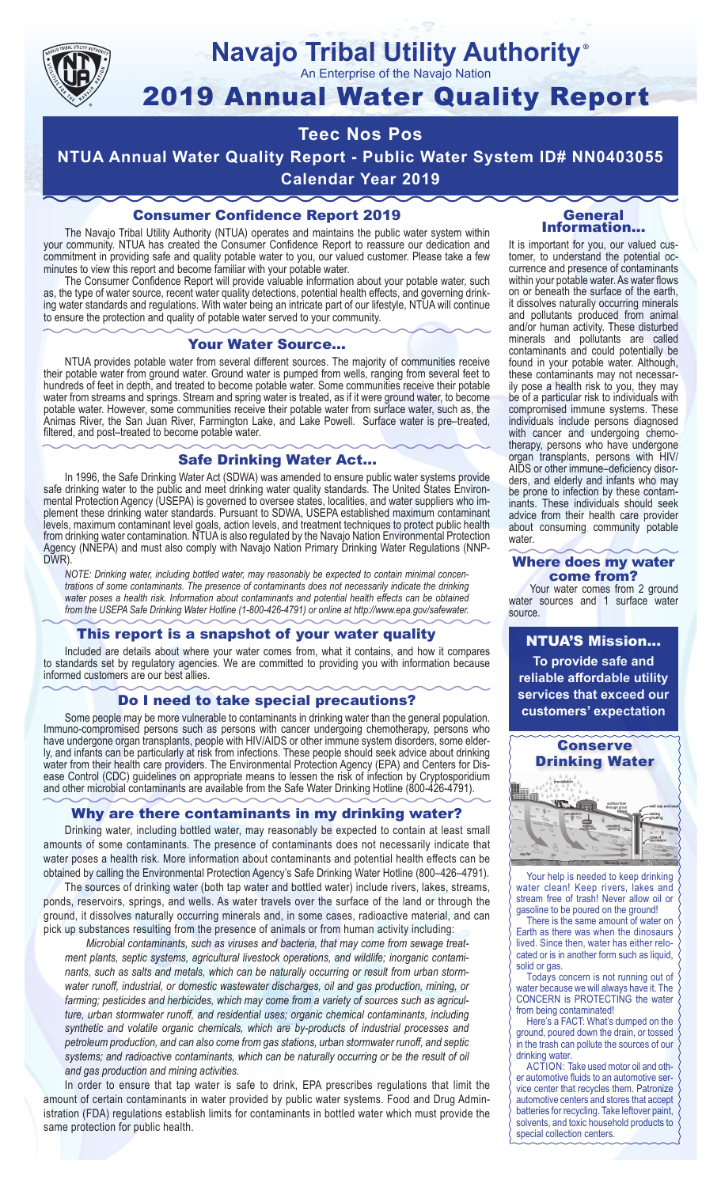# Navajo Tribal Utility Authority®

An Enterprise of the Navajo Nation

# 2019 Annual Water Quality Report

## Teec Nos Pos

## NTUA Annual Water Quality Report - Public Water System ID# NN0403055

## Calendar Year 2019

### Consumer Confidence Report 2019

The Navajo Tribal Utility Authority (NTUA) operates and maintains the public water system within your community. NTUA has created the Consumer Confidence Report to reassure our dedication and commitment in providing safe and quality potable water to you, our valued customer. Please take a few minutes to view this report and become familiar with your potable water.

The Consumer Confidence Report will provide valuable information about your potable water, such as, the type of water source, recent water quality detections, potential health effects, and governing drinking water standards and regulations. With water being an intricate part of our lifestyle, NTUA will continue to ensure the protection and quality of potable water served to your community.

### Your Water Source…

NTUA provides potable water from several different sources. The majority of communities receive their potable water from ground water. Ground water is pumped from wells, ranging from several feet to hundreds of feet in depth, and treated to become potable water. Some communities receive their potable water from streams and springs. Stream and spring water is treated, as if it were ground water, to become potable water. However, some communities receive their potable water from surface water, such as, the Animas River, the San Juan River, Farmington Lake, and Lake Powell. Surface water is pre–treated, filtered, and post–treated to become potable water.

### Safe Drinking Water Act…

In 1996, the Safe Drinking Water Act (SDWA) was amended to ensure public water systems provide safe drinking water to the public and meet drinking water quality standards. The United States Environmental Protection Agency (USEPA) is governed to oversee states, localities, and water suppliers who implement these drinking water standards. Pursuant to SDWA, USEPA established maximum contaminant levels, maximum contaminant level goals, action levels, and treatment techniques to protect public health from drinking water contamination. NTUA is also regulated by the Navajo Nation Environmental Protection Agency (NNEPA) and must also comply with Navajo Nation Primary Drinking Water Regulations (NNPDWR).

*NOTE: Drinking water, including bottled water, may reasonably be expected to contain minimal concentrations of some contaminants. The presence of contaminants does not necessarily indicate the drinking water poses a health risk. Information about contaminants and potential health effects can be obtained from the USEPA Safe Drinking Water Hotline (1-800-426-4791) or online at http://www.epa.gov/safewater.*

### This report is a snapshot of your water quality

Included are details about where your water comes from, what it contains, and how it compares to standards set by regulatory agencies. We are committed to providing you with information because informed customers are our best allies.

### Do I need to take special precautions?

Some people may be more vulnerable to contaminants in drinking water than the general population. Immuno-compromised persons such as persons with cancer undergoing chemotherapy, persons who have undergone organ transplants, people with HIV/AIDS or other immune system disorders, some elderly, and infants can be particularly at risk from infections. These people should seek advice about drinking water from their health care providers. The Environmental Protection Agency (EPA) and Centers for Disease Control (CDC) guidelines on appropriate means to lessen the risk of infection by Cryptosporidium and other microbial contaminants are available from the Safe Water Drinking Hotline (800-426-4791).

### Why are there contaminants in my drinking water?

Drinking water, including bottled water, may reasonably be expected to contain at least small amounts of some contaminants. The presence of contaminants does not necessarily indicate that water poses a health risk. More information about contaminants and potential health effects can be obtained by calling the Environmental Protection Agency's Safe Drinking Water Hotline (800–426–4791).

The sources of drinking water (both tap water and bottled water) include rivers, lakes, streams, ponds, reservoirs, springs, and wells. As water travels over the surface of the land or through the ground, it dissolves naturally occurring minerals and, in some cases, radioactive material, and can pick up substances resulting from the presence of animals or from human activity including:

*Microbial contaminants, such as viruses and bacteria, that may come from sewage treatment plants, septic systems, agricultural livestock operations, and wildlife; inorganic contaminants, such as salts and metals, which can be naturally occurring or result from urban stormwater runoff, industrial, or domestic wastewater discharges, oil and gas production, mining, or farming; pesticides and herbicides, which may come from a variety of sources such as agriculture, urban stormwater runoff, and residential uses; organic chemical contaminants, including synthetic and volatile organic chemicals, which are by-products of industrial processes and petroleum production, and can also come from gas stations, urban stormwater runoff, and septic systems; and radioactive contaminants, which can be naturally occurring or be the result of oil and gas production and mining activities.*

In order to ensure that tap water is safe to drink, EPA prescribes regulations that limit the amount of certain contaminants in water provided by public water systems. Food and Drug Administration (FDA) regulations establish limits for contaminants in bottled water which must provide the same protection for public health.

### General Information…

It is important for you, our valued customer, to understand the potential occurrence and presence of contaminants within your potable water. As water flows on or beneath the surface of the earth, it dissolves naturally occurring minerals and pollutants produced from animal and/or human activity. These disturbed minerals and pollutants are called contaminants and could potentially be found in your potable water. Although, these contaminants may not necessarily pose a health risk to you, they may be of a particular risk to individuals with compromised immune systems. These individuals include persons diagnosed with cancer and undergoing chemotherapy, persons who have undergone organ transplants, persons with HIV/AIDS or other immune–deficiency disorders, and elderly and infants who may be prone to infection by these contaminants. These individuals should seek advice from their health care provider about consuming community potable water.

### Where does my water come from?

Your water comes from 2 ground water sources and 1 surface water source.

### NTUA'S Mission…

**To provide safe and reliable affordable utility services that exceed our customers' expectation**

### Conserve Drinking Water

Your help is needed to keep drinking water clean! Keep rivers, lakes and stream free of trash! Never allow oil or gasoline to be poured on the ground!

There is the same amount of water on Earth as there was when the dinosaurs lived. Since then, water has either relocated or is in another form such as liquid, solid or gas.

Todays concern is not running out of water because we will always have it. The CONCERN is PROTECTING the water from being contaminated!

Here's a FACT: What's dumped on the ground, poured down the drain, or tossed in the trash can pollute the sources of our drinking water.

ACTION: Take used motor oil and other automotive fluids to an automotive service center that recycles them. Patronize automotive centers and stores that accept batteries for recycling. Take leftover paint, solvents, and toxic household products to special collection centers.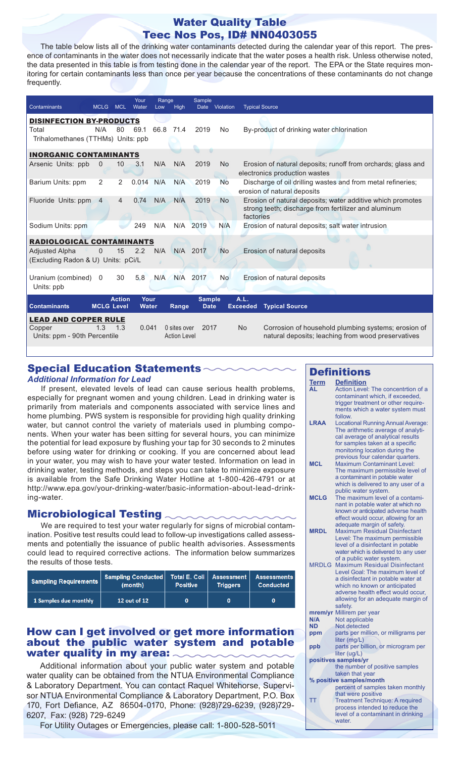# Water Quality Table
## Teec Nos Pos, ID# NN0403055

The table below lists all of the drinking water contaminants detected during the calendar year of this report. The presence of contaminants in the water does not necessarily indicate that the water poses a health risk. Unless otherwise noted, the data presented in this table is from testing done in the calendar year of the report. The EPA or the State requires monitoring for certain contaminants less than once per year because the concentrations of these contaminants do not change frequently.

| Contaminants | MCLG | MCL | Your Water | Range Low | Range High | Sample Date | Violation | Typical Source |
|---|---|---|---|---|---|---|---|---|
| **DISINFECTION BY-PRODUCTS** | | | | | | | | |
| Total Trihalomethanes (TTHMs) Units: ppb | N/A | 80 | 69.1 | 66.8 | 71.4 | 2019 | No | By-product of drinking water chlorination |
| **INORGANIC CONTAMINANTS** | | | | | | | | |
| Arsenic Units: ppb | 0 | 10 | 3.1 | N/A | N/A | 2019 | No | Erosion of natural deposits; runoff from orchards; glass and electronics production wastes |
| Barium Units: ppm | 2 | 2 | 0.014 | N/A | N/A | 2019 | No | Discharge of oil drilling wastes and from metal refineries; erosion of natural deposits |
| Fluoride Units: ppm | 4 | 4 | 0.74 | N/A | N/A | 2019 | No | Erosion of natural deposits; water additive which promotes strong teeth; discharge from fertilizer and aluminum factories |
| Sodium Units: ppm | | | 249 | N/A | N/A | 2019 | N/A | Erosion of natural deposits; salt water intrusion |
| **RADIOLOGICAL CONTAMINANTS** | | | | | | | | |
| Adjusted Alpha (Excluding Radon & U) Units: pCi/L | 0 | 15 | 2.2 | N/A | N/A | 2017 | No | Erosion of natural deposits |
| Uranium (combined) Units: ppb | 0 | 30 | 5.8 | N/A | N/A | 2017 | No | Erosion of natural deposits |

| Contaminants | MCLG | Action Level | Your Water | Range | Sample Date | A.L. Exceeded | Typical Source |
|---|---|---|---|---|---|---|---|
| **LEAD AND COPPER RULE** | | | | | | | |
| Copper Units: ppm - 90th Percentile | 1.3 | 1.3 | 0.041 | 0 sites over Action Level | 2017 | No | Corrosion of household plumbing systems; erosion of natural deposits; leaching from wood preservatives |

## Special Education Statements

### *Additional Information for Lead*

If present, elevated levels of lead can cause serious health problems, especially for pregnant women and young children. Lead in drinking water is primarily from materials and components associated with service lines and home plumbing. PWS system is responsible for providing high quality drinking water, but cannot control the variety of materials used in plumbing components. When your water has been sitting for several hours, you can minimize the potential for lead exposure by flushing your tap for 30 seconds to 2 minutes before using water for drinking or cooking. If you are concerned about lead in your water, you may wish to have your water tested. Information on lead in drinking water, testing methods, and steps you can take to minimize exposure is available from the Safe Drinking Water Hotline at 1-800-426-4791 or at http://www.epa.gov/your-drinking-water/basic-information-about-lead-drinking-water.

## Microbiological Testing

We are required to test your water regularly for signs of microbial contamination. Positive test results could lead to follow-up investigations called assessments and potentially the issuance of public health advisories. Assessments could lead to required corrective actions. The information below summarizes the results of those tests.

| Sampling Requirements | Sampling Conducted (month) | Total E. Coli Positive | Assessment Triggers | Assessments Conducted |
|---|---|---|---|---|
| 1 Samples due monthly | 12 out of 12 | 0 | 0 | 0 |

## How can I get involved or get more information about the public water system and potable water quality in my area:

Additional information about your public water system and potable water quality can be obtained from the NTUA Environmental Compliance & Laboratory Department. You can contact Raquel Whitehorse, Supervisor NTUA Environmental Compliance & Laboratory Department, P.O. Box 170, Fort Defiance, AZ 86504-0170, Phone: (928)729-6239, (928)729-6207, Fax: (928) 729-6249

For Utility Outages or Emergencies, please call: 1-800-528-5011

## Definitions

| Term | Definition |
|---|---|
| **AL** | Action Level: The concentrtion of a contaminant which, if exceeded, trigger treatment or other requirements which a water system must follow. |
| **LRAA** | Locational Running Annual Average: The arithmetic average of analytical results for samples taken at a specific monitoring location during the previous four calendar quarters. |
| **MCL** | Maximum Contaminant Level: The maximum permissible level of a contaminant in potable water which is delivered to any user of a public water system. |
| **MCLG** | The maximum level of a contaminant in potable water at which no known or anticipated adverse health effect would occur, allowing for an adequate margin of safety. |
| **MRDL** | Maximum Residual Disinfectant Level: The maximum permissible level of a disinfectant in potable water which is delivered to any user of a public water system. |
| **MRDLG** | Maximum Residual Disinfectant Level Goal: The maximum level of a disinfectant in potable water at which no known or anticipated adverse health effect would occur, allowing for an adequate margin of safety. |
| **mrem/yr** | Millirem per year |
| **N/A** | Not applicable |
| **ND** | Not detected |
| **ppm** | parts per million, or milligrams per liter (mg/L) |
| **ppb** | parts per billion, or microgram per liter (ug/L) |
| **positives samples/yr** | the number of positive samples taken that year |
| **% positive samples/month** | percent of samples taken monthly that were positive |
| **TT** | Treatment Technique: A required process intended to reduce the level of a contaminant in drinking water. |